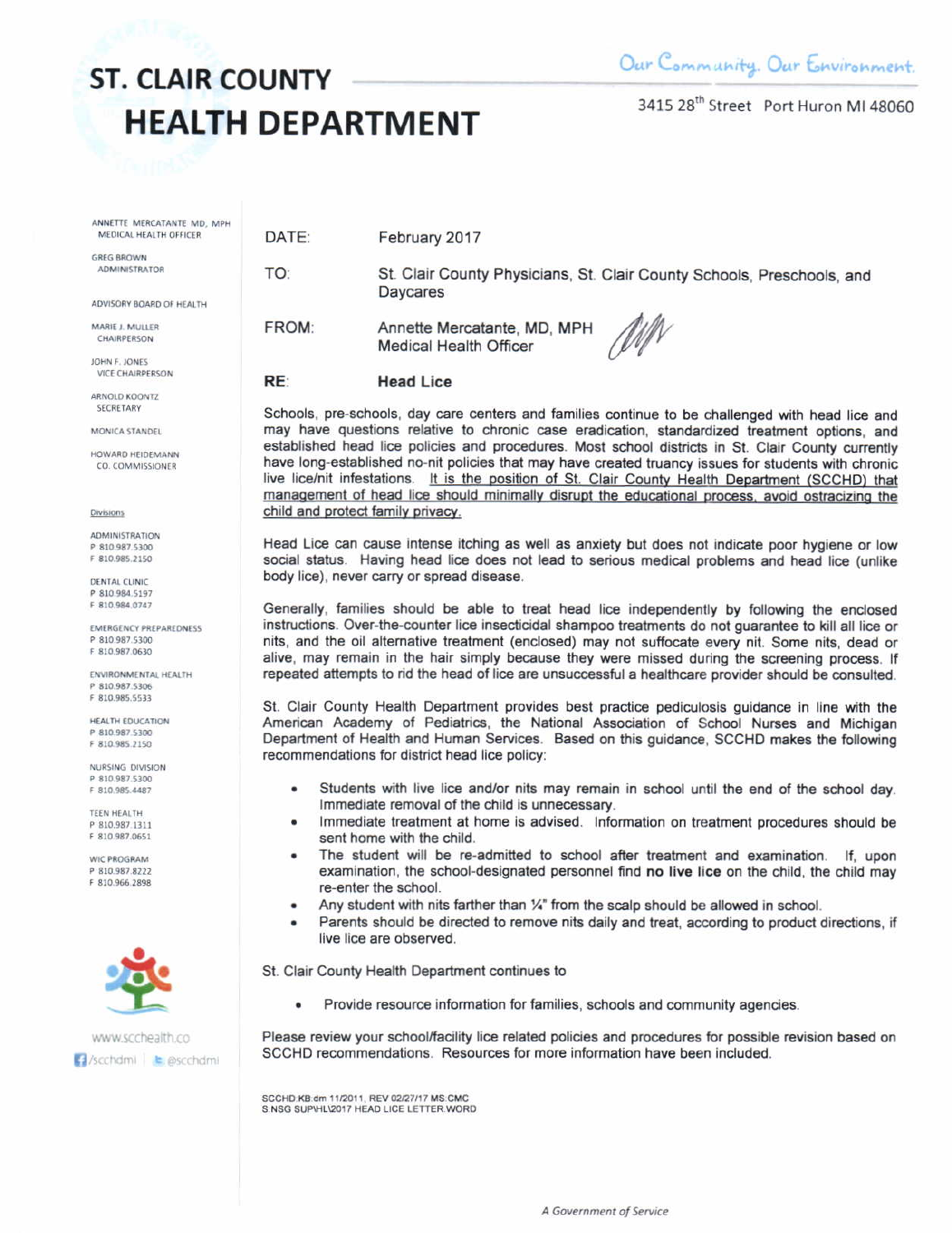# ST. CLAIR COUNTY HEALTH DEPARTMENT

Our Community. Our Environment.

3415 28th Street Port Huron MI 48060

ANNETTE MERCATANTE MD, MPH
MEDICAL HEALTH OFFICER

GREG BROWN
ADMINISTRATOR

ADVISORY BOARD OF HEALTH

MARIE J. MULLER
CHAIRPERSON

JOHN F. JONES
VICE CHAIRPERSON

ARNOLD KOONTZ
SECRETARY

MONICA STANDEL

HOWARD HEIDEMANN
CO. COMMISSIONER

Divisions

ADMINISTRATION
P 810.987.5300
F 810.985.2150

DENTAL CLINIC
P 810.984.5197
F 810.984.0747

EMERGENCY PREPAREDNESS
P 810.987.5300
F 810.987.0630

ENVIRONMENTAL HEALTH
P 810.987.5306
F 810.985.5533

HEALTH EDUCATION
P 810.987.5300
F 810.985.2150

NURSING DIVISION
P 810.987.5300
F 810.985.4487

TEEN HEALTH
P 810.987.1311
F 810.987.0651

WIC PROGRAM
P 810.987.8222
F 810.966.2898

www.scchealth.co
/scchdmi | @scchdmi

---

DATE: February 2017

TO: St. Clair County Physicians, St. Clair County Schools, Preschools, and Daycares

FROM: Annette Mercatante, MD, MPH
Medical Health Officer

**RE: Head Lice**

Schools, pre-schools, day care centers and families continue to be challenged with head lice and may have questions relative to chronic case eradication, standardized treatment options, and established head lice policies and procedures. Most school districts in St. Clair County currently have long-established no-nit policies that may have created truancy issues for students with chronic live lice/nit infestations. It is the position of St. Clair County Health Department (SCCHD) that management of head lice should minimally disrupt the educational process, avoid ostracizing the child and protect family privacy.

Head Lice can cause intense itching as well as anxiety but does not indicate poor hygiene or low social status. Having head lice does not lead to serious medical problems and head lice (unlike body lice), never carry or spread disease.

Generally, families should be able to treat head lice independently by following the enclosed instructions. Over-the-counter lice insecticidal shampoo treatments do not guarantee to kill all lice or nits, and the oil alternative treatment (enclosed) may not suffocate every nit. Some nits, dead or alive, may remain in the hair simply because they were missed during the screening process. If repeated attempts to rid the head of lice are unsuccessful a healthcare provider should be consulted.

St. Clair County Health Department provides best practice pediculosis guidance in line with the American Academy of Pediatrics, the National Association of School Nurses and Michigan Department of Health and Human Services. Based on this guidance, SCCHD makes the following recommendations for district head lice policy:

- Students with live lice and/or nits may remain in school until the end of the school day. Immediate removal of the child is unnecessary.
- Immediate treatment at home is advised. Information on treatment procedures should be sent home with the child.
- The student will be re-admitted to school after treatment and examination. If, upon examination, the school-designated personnel find **no live lice** on the child, the child may re-enter the school.
- Any student with nits farther than ¼" from the scalp should be allowed in school.
- Parents should be directed to remove nits daily and treat, according to product directions, if live lice are observed.

St. Clair County Health Department continues to

- Provide resource information for families, schools and community agencies.

Please review your school/facility lice related policies and procedures for possible revision based on SCCHD recommendations. Resources for more information have been included.

SCCHD:KB:dm 11/2011, REV 02/27/17 MS:CMC
S:NSG SUP\HL\2017 HEAD LICE LETTER.WORD

A Government of Service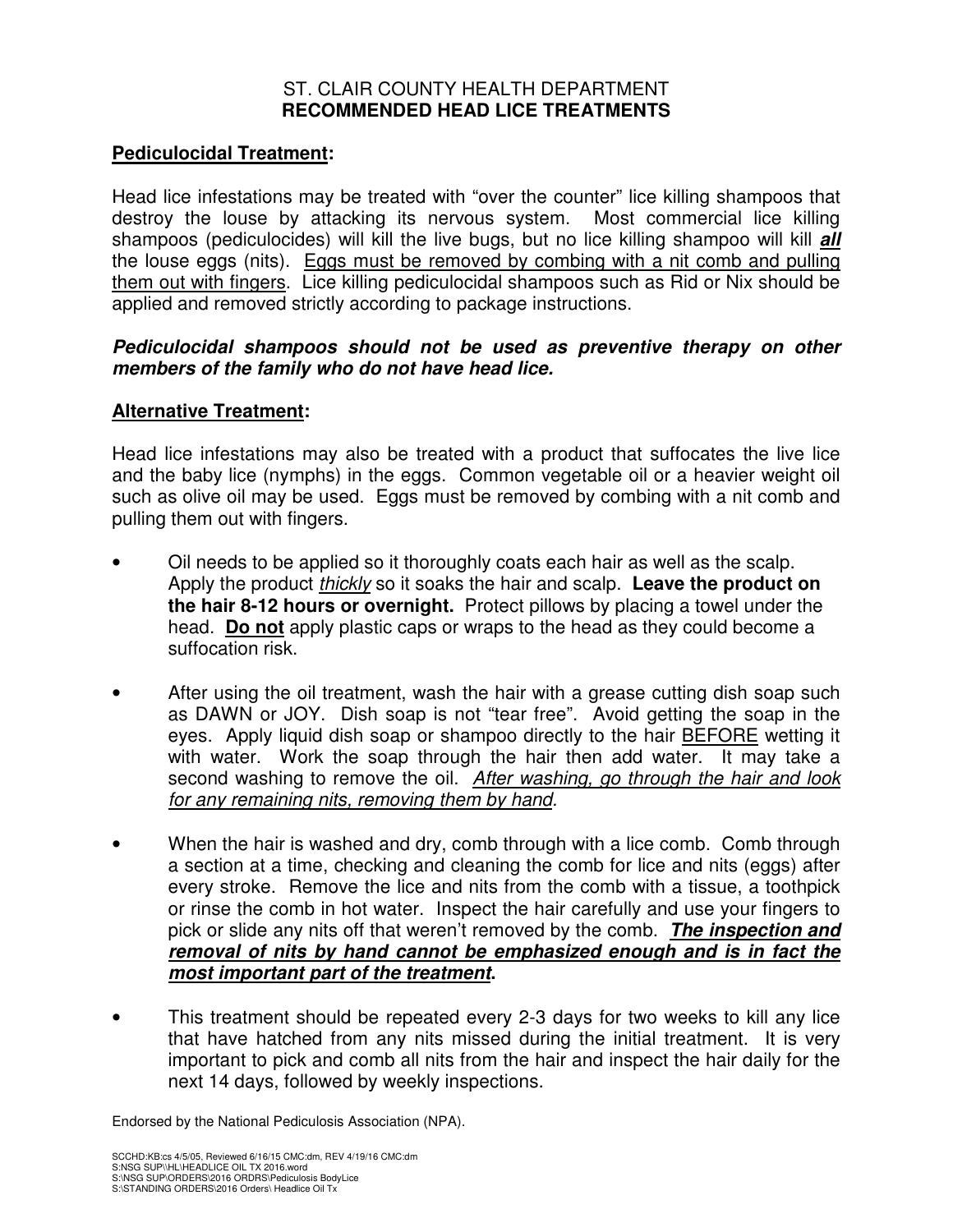ST. CLAIR COUNTY HEALTH DEPARTMENT
**RECOMMENDED HEAD LICE TREATMENTS**

## Pediculocidal Treatment:

Head lice infestations may be treated with "over the counter" lice killing shampoos that destroy the louse by attacking its nervous system. Most commercial lice killing shampoos (pediculocides) will kill the live bugs, but no lice killing shampoo will kill ***all*** the louse eggs (nits). Eggs must be removed by combing with a nit comb and pulling them out with fingers. Lice killing pediculocidal shampoos such as Rid or Nix should be applied and removed strictly according to package instructions.

***Pediculocidal shampoos should not be used as preventive therapy on other members of the family who do not have head lice.***

## Alternative Treatment:

Head lice infestations may also be treated with a product that suffocates the live lice and the baby lice (nymphs) in the eggs. Common vegetable oil or a heavier weight oil such as olive oil may be used. Eggs must be removed by combing with a nit comb and pulling them out with fingers.

- Oil needs to be applied so it thoroughly coats each hair as well as the scalp. Apply the product *thickly* so it soaks the hair and scalp. **Leave the product on the hair 8-12 hours or overnight.** Protect pillows by placing a towel under the head. **Do not** apply plastic caps or wraps to the head as they could become a suffocation risk.

- After using the oil treatment, wash the hair with a grease cutting dish soap such as DAWN or JOY. Dish soap is not "tear free". Avoid getting the soap in the eyes. Apply liquid dish soap or shampoo directly to the hair BEFORE wetting it with water. Work the soap through the hair then add water. It may take a second washing to remove the oil. *After washing, go through the hair and look for any remaining nits, removing them by hand.*

- When the hair is washed and dry, comb through with a lice comb. Comb through a section at a time, checking and cleaning the comb for lice and nits (eggs) after every stroke. Remove the lice and nits from the comb with a tissue, a toothpick or rinse the comb in hot water. Inspect the hair carefully and use your fingers to pick or slide any nits off that weren't removed by the comb. ***The inspection and removal of nits by hand cannot be emphasized enough and is in fact the most important part of the treatment.***

- This treatment should be repeated every 2-3 days for two weeks to kill any lice that have hatched from any nits missed during the initial treatment. It is very important to pick and comb all nits from the hair and inspect the hair daily for the next 14 days, followed by weekly inspections.

Endorsed by the National Pediculosis Association (NPA).

SCCHD:KB:cs 4/5/05, Reviewed 6/16/15 CMC:dm, REV 4/19/16 CMC:dm
S:NSG SUP\\HL\HEADLICE OIL TX 2016.word
S:\NSG SUP\ORDERS\2016 ORDRS\Pediculosis BodyLice
S:\STANDING ORDERS\2016 Orders\ Headlice Oil Tx